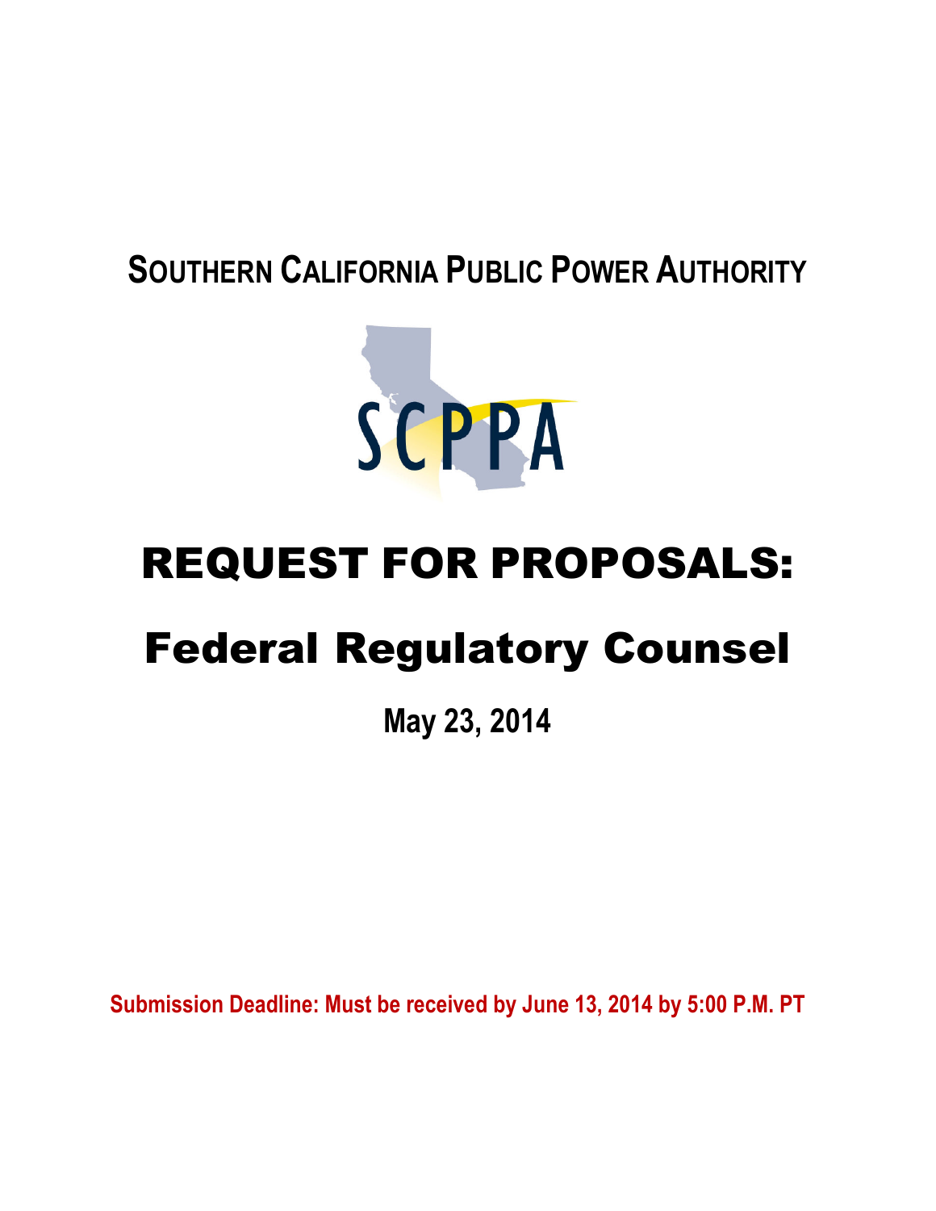# SOUTHERN CALIFORNIA PUBLIC POWER AUTHORITY

SCPPA

# REQUEST FOR PROPOSALS:

# Federal Regulatory Counsel

**May 23, 2014**

**Submission Deadline: Must be received by June 13, 2014 by 5:00 P.M. PT**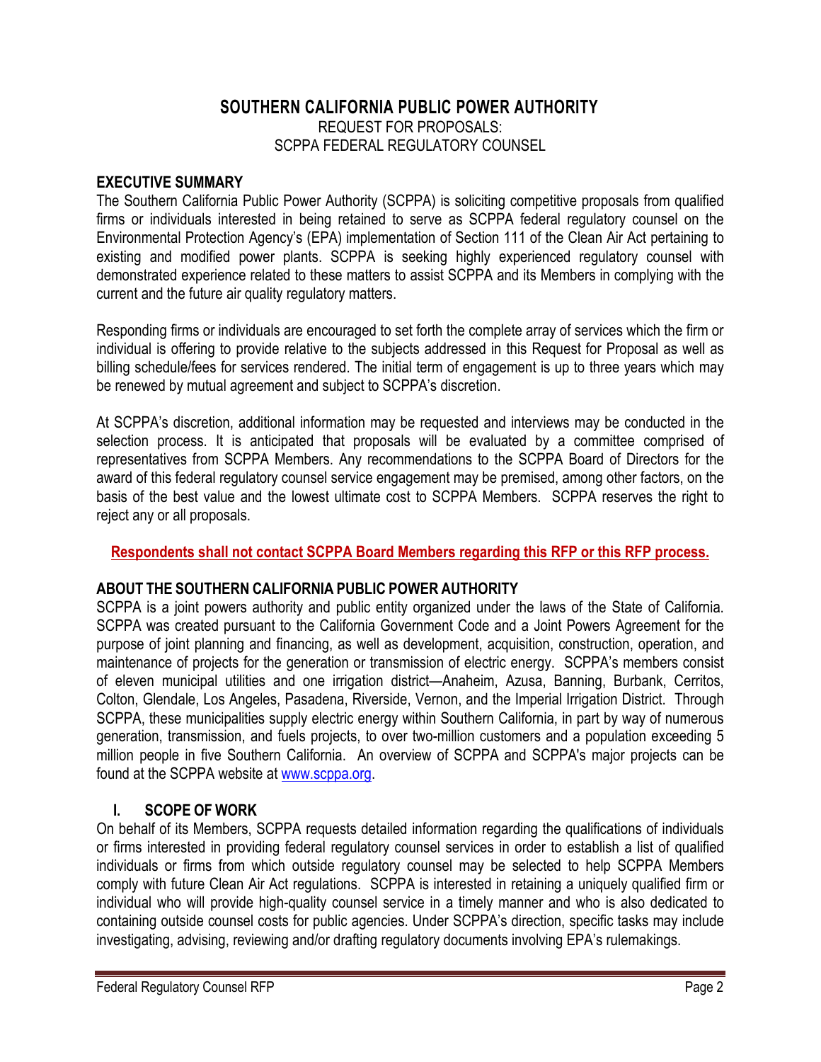# SOUTHERN CALIFORNIA PUBLIC POWER AUTHORITY

REQUEST FOR PROPOSALS:
SCPPA FEDERAL REGULATORY COUNSEL

## EXECUTIVE SUMMARY

The Southern California Public Power Authority (SCPPA) is soliciting competitive proposals from qualified firms or individuals interested in being retained to serve as SCPPA federal regulatory counsel on the Environmental Protection Agency's (EPA) implementation of Section 111 of the Clean Air Act pertaining to existing and modified power plants. SCPPA is seeking highly experienced regulatory counsel with demonstrated experience related to these matters to assist SCPPA and its Members in complying with the current and the future air quality regulatory matters.

Responding firms or individuals are encouraged to set forth the complete array of services which the firm or individual is offering to provide relative to the subjects addressed in this Request for Proposal as well as billing schedule/fees for services rendered. The initial term of engagement is up to three years which may be renewed by mutual agreement and subject to SCPPA's discretion.

At SCPPA's discretion, additional information may be requested and interviews may be conducted in the selection process. It is anticipated that proposals will be evaluated by a committee comprised of representatives from SCPPA Members. Any recommendations to the SCPPA Board of Directors for the award of this federal regulatory counsel service engagement may be premised, among other factors, on the basis of the best value and the lowest ultimate cost to SCPPA Members. SCPPA reserves the right to reject any or all proposals.

**Respondents shall not contact SCPPA Board Members regarding this RFP or this RFP process.**

## ABOUT THE SOUTHERN CALIFORNIA PUBLIC POWER AUTHORITY

SCPPA is a joint powers authority and public entity organized under the laws of the State of California. SCPPA was created pursuant to the California Government Code and a Joint Powers Agreement for the purpose of joint planning and financing, as well as development, acquisition, construction, operation, and maintenance of projects for the generation or transmission of electric energy. SCPPA's members consist of eleven municipal utilities and one irrigation district—Anaheim, Azusa, Banning, Burbank, Cerritos, Colton, Glendale, Los Angeles, Pasadena, Riverside, Vernon, and the Imperial Irrigation District. Through SCPPA, these municipalities supply electric energy within Southern California, in part by way of numerous generation, transmission, and fuels projects, to over two-million customers and a population exceeding 5 million people in five Southern California. An overview of SCPPA and SCPPA's major projects can be found at the SCPPA website at www.scppa.org.

## I. SCOPE OF WORK

On behalf of its Members, SCPPA requests detailed information regarding the qualifications of individuals or firms interested in providing federal regulatory counsel services in order to establish a list of qualified individuals or firms from which outside regulatory counsel may be selected to help SCPPA Members comply with future Clean Air Act regulations. SCPPA is interested in retaining a uniquely qualified firm or individual who will provide high-quality counsel service in a timely manner and who is also dedicated to containing outside counsel costs for public agencies. Under SCPPA's direction, specific tasks may include investigating, advising, reviewing and/or drafting regulatory documents involving EPA's rulemakings.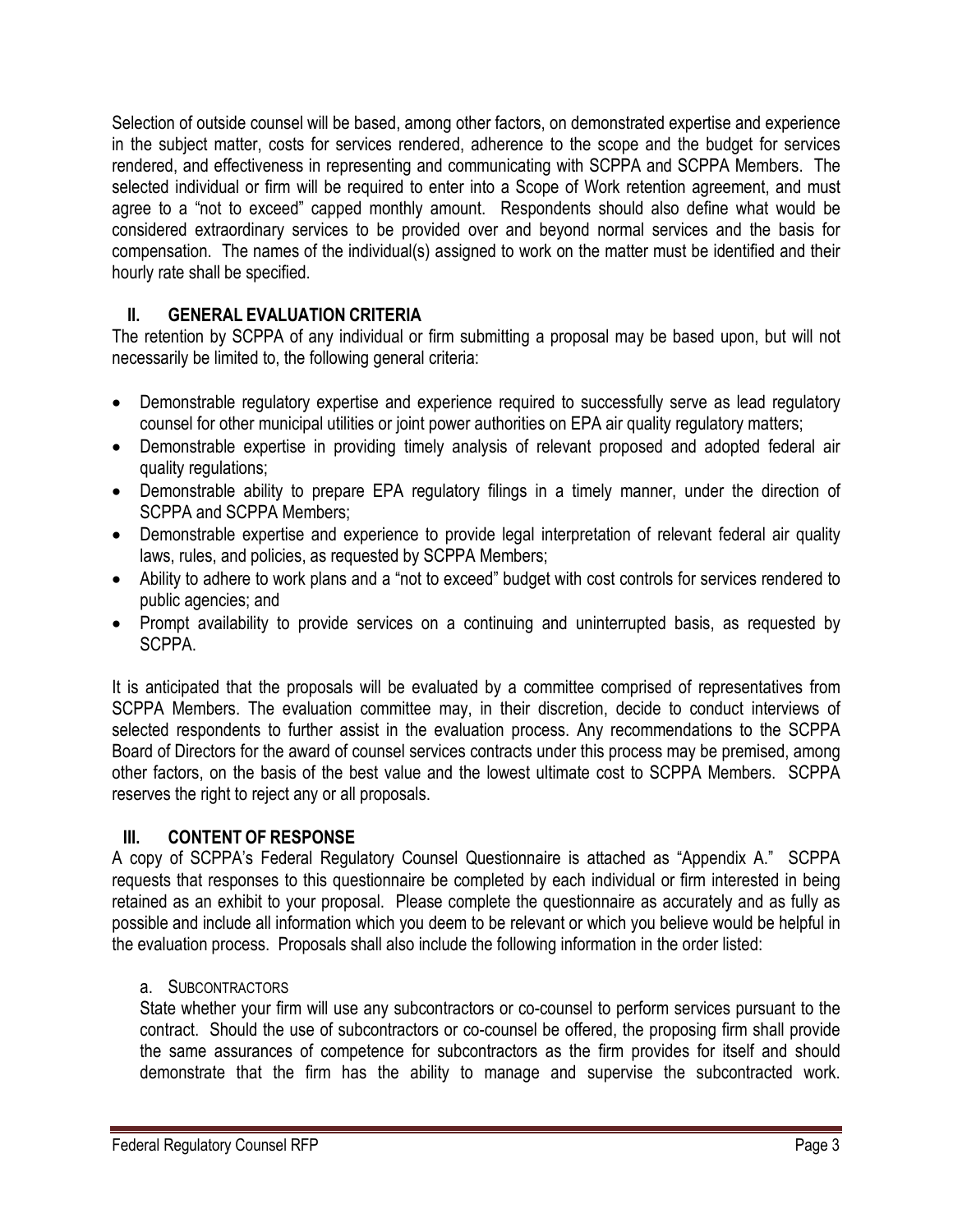Selection of outside counsel will be based, among other factors, on demonstrated expertise and experience in the subject matter, costs for services rendered, adherence to the scope and the budget for services rendered, and effectiveness in representing and communicating with SCPPA and SCPPA Members. The selected individual or firm will be required to enter into a Scope of Work retention agreement, and must agree to a "not to exceed" capped monthly amount. Respondents should also define what would be considered extraordinary services to be provided over and beyond normal services and the basis for compensation. The names of the individual(s) assigned to work on the matter must be identified and their hourly rate shall be specified.

## II. GENERAL EVALUATION CRITERIA

The retention by SCPPA of any individual or firm submitting a proposal may be based upon, but will not necessarily be limited to, the following general criteria:

- Demonstrable regulatory expertise and experience required to successfully serve as lead regulatory counsel for other municipal utilities or joint power authorities on EPA air quality regulatory matters;
- Demonstrable expertise in providing timely analysis of relevant proposed and adopted federal air quality regulations;
- Demonstrable ability to prepare EPA regulatory filings in a timely manner, under the direction of SCPPA and SCPPA Members;
- Demonstrable expertise and experience to provide legal interpretation of relevant federal air quality laws, rules, and policies, as requested by SCPPA Members;
- Ability to adhere to work plans and a "not to exceed" budget with cost controls for services rendered to public agencies; and
- Prompt availability to provide services on a continuing and uninterrupted basis, as requested by SCPPA.

It is anticipated that the proposals will be evaluated by a committee comprised of representatives from SCPPA Members. The evaluation committee may, in their discretion, decide to conduct interviews of selected respondents to further assist in the evaluation process. Any recommendations to the SCPPA Board of Directors for the award of counsel services contracts under this process may be premised, among other factors, on the basis of the best value and the lowest ultimate cost to SCPPA Members. SCPPA reserves the right to reject any or all proposals.

## III. CONTENT OF RESPONSE

A copy of SCPPA's Federal Regulatory Counsel Questionnaire is attached as "Appendix A." SCPPA requests that responses to this questionnaire be completed by each individual or firm interested in being retained as an exhibit to your proposal. Please complete the questionnaire as accurately and as fully as possible and include all information which you deem to be relevant or which you believe would be helpful in the evaluation process. Proposals shall also include the following information in the order listed:

### a. Subcontractors

State whether your firm will use any subcontractors or co-counsel to perform services pursuant to the contract. Should the use of subcontractors or co-counsel be offered, the proposing firm shall provide the same assurances of competence for subcontractors as the firm provides for itself and should demonstrate that the firm has the ability to manage and supervise the subcontracted work.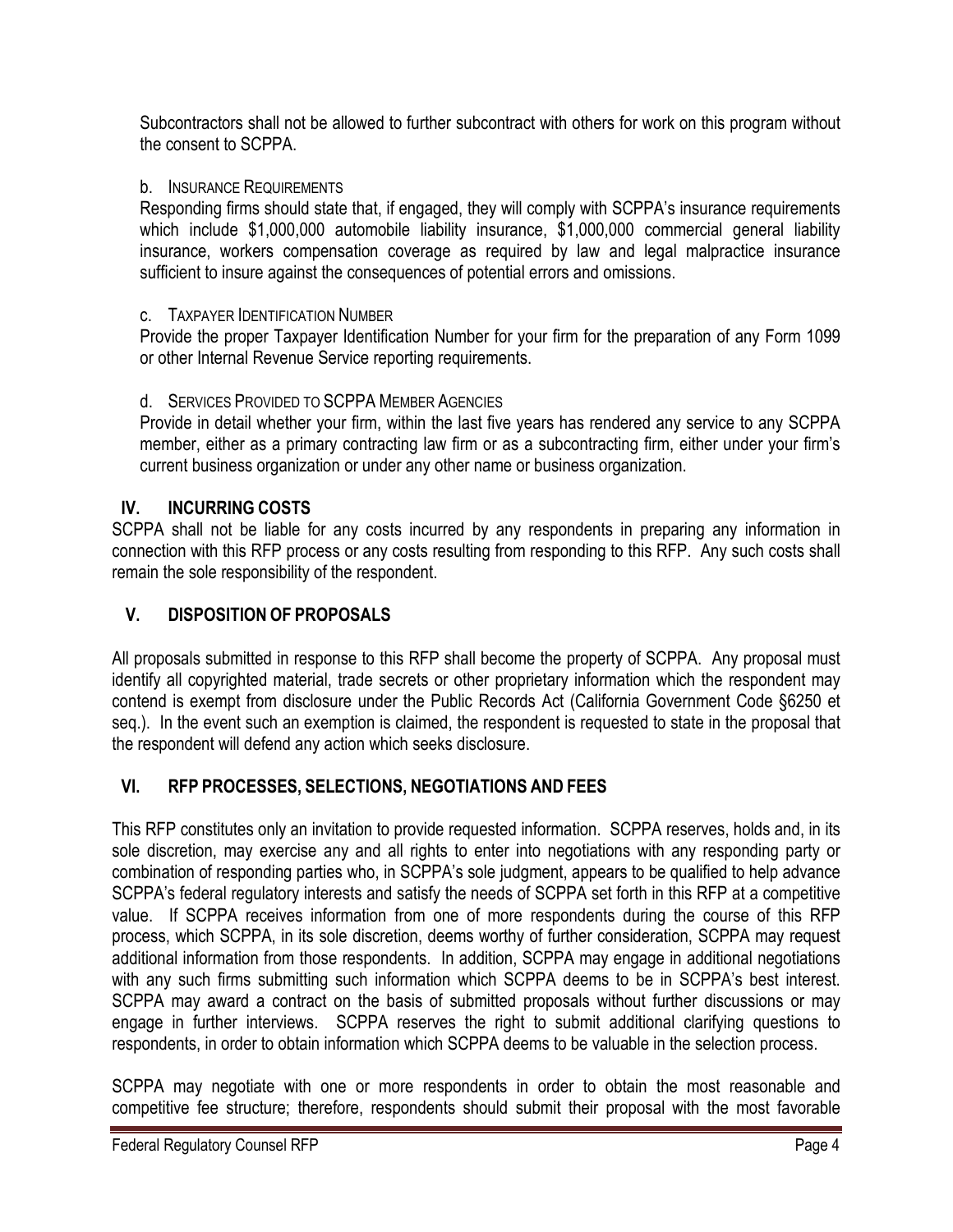Subcontractors shall not be allowed to further subcontract with others for work on this program without the consent to SCPPA.

b. Insurance Requirements

Responding firms should state that, if engaged, they will comply with SCPPA's insurance requirements which include $1,000,000 automobile liability insurance, $1,000,000 commercial general liability insurance, workers compensation coverage as required by law and legal malpractice insurance sufficient to insure against the consequences of potential errors and omissions.

c. Taxpayer Identification Number

Provide the proper Taxpayer Identification Number for your firm for the preparation of any Form 1099 or other Internal Revenue Service reporting requirements.

d. Services Provided to SCPPA Member Agencies

Provide in detail whether your firm, within the last five years has rendered any service to any SCPPA member, either as a primary contracting law firm or as a subcontracting firm, either under your firm's current business organization or under any other name or business organization.

## IV. INCURRING COSTS

SCPPA shall not be liable for any costs incurred by any respondents in preparing any information in connection with this RFP process or any costs resulting from responding to this RFP. Any such costs shall remain the sole responsibility of the respondent.

## V. DISPOSITION OF PROPOSALS

All proposals submitted in response to this RFP shall become the property of SCPPA. Any proposal must identify all copyrighted material, trade secrets or other proprietary information which the respondent may contend is exempt from disclosure under the Public Records Act (California Government Code §6250 et seq.). In the event such an exemption is claimed, the respondent is requested to state in the proposal that the respondent will defend any action which seeks disclosure.

## VI. RFP PROCESSES, SELECTIONS, NEGOTIATIONS AND FEES

This RFP constitutes only an invitation to provide requested information. SCPPA reserves, holds and, in its sole discretion, may exercise any and all rights to enter into negotiations with any responding party or combination of responding parties who, in SCPPA's sole judgment, appears to be qualified to help advance SCPPA's federal regulatory interests and satisfy the needs of SCPPA set forth in this RFP at a competitive value. If SCPPA receives information from one of more respondents during the course of this RFP process, which SCPPA, in its sole discretion, deems worthy of further consideration, SCPPA may request additional information from those respondents. In addition, SCPPA may engage in additional negotiations with any such firms submitting such information which SCPPA deems to be in SCPPA's best interest. SCPPA may award a contract on the basis of submitted proposals without further discussions or may engage in further interviews. SCPPA reserves the right to submit additional clarifying questions to respondents, in order to obtain information which SCPPA deems to be valuable in the selection process.

SCPPA may negotiate with one or more respondents in order to obtain the most reasonable and competitive fee structure; therefore, respondents should submit their proposal with the most favorable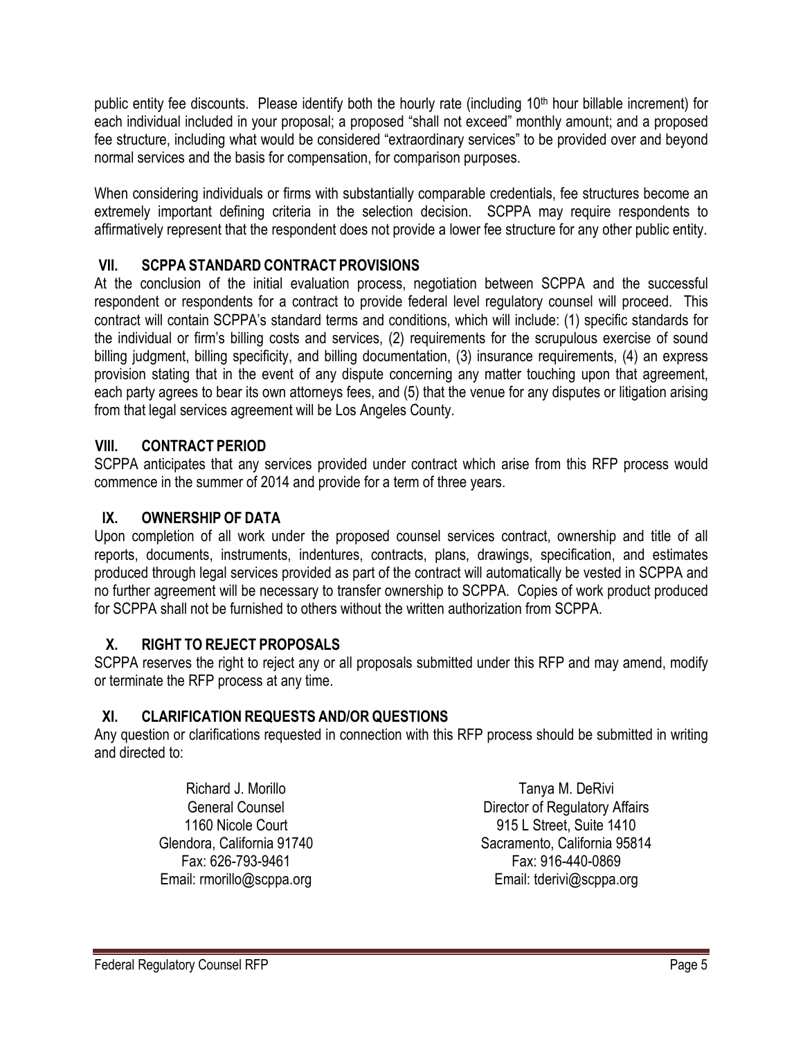public entity fee discounts. Please identify both the hourly rate (including 10th hour billable increment) for each individual included in your proposal; a proposed "shall not exceed" monthly amount; and a proposed fee structure, including what would be considered "extraordinary services" to be provided over and beyond normal services and the basis for compensation, for comparison purposes.

When considering individuals or firms with substantially comparable credentials, fee structures become an extremely important defining criteria in the selection decision. SCPPA may require respondents to affirmatively represent that the respondent does not provide a lower fee structure for any other public entity.

## VII. SCPPA STANDARD CONTRACT PROVISIONS

At the conclusion of the initial evaluation process, negotiation between SCPPA and the successful respondent or respondents for a contract to provide federal level regulatory counsel will proceed. This contract will contain SCPPA's standard terms and conditions, which will include: (1) specific standards for the individual or firm's billing costs and services, (2) requirements for the scrupulous exercise of sound billing judgment, billing specificity, and billing documentation, (3) insurance requirements, (4) an express provision stating that in the event of any dispute concerning any matter touching upon that agreement, each party agrees to bear its own attorneys fees, and (5) that the venue for any disputes or litigation arising from that legal services agreement will be Los Angeles County.

## VIII. CONTRACT PERIOD

SCPPA anticipates that any services provided under contract which arise from this RFP process would commence in the summer of 2014 and provide for a term of three years.

## IX. OWNERSHIP OF DATA

Upon completion of all work under the proposed counsel services contract, ownership and title of all reports, documents, instruments, indentures, contracts, plans, drawings, specification, and estimates produced through legal services provided as part of the contract will automatically be vested in SCPPA and no further agreement will be necessary to transfer ownership to SCPPA. Copies of work product produced for SCPPA shall not be furnished to others without the written authorization from SCPPA.

## X. RIGHT TO REJECT PROPOSALS

SCPPA reserves the right to reject any or all proposals submitted under this RFP and may amend, modify or terminate the RFP process at any time.

## XI. CLARIFICATION REQUESTS AND/OR QUESTIONS

Any question or clarifications requested in connection with this RFP process should be submitted in writing and directed to:

Richard J. Morillo
General Counsel
1160 Nicole Court
Glendora, California 91740
Fax: 626-793-9461
Email: rmorillo@scppa.org

Tanya M. DeRivi
Director of Regulatory Affairs
915 L Street, Suite 1410
Sacramento, California 95814
Fax: 916-440-0869
Email: tderivi@scppa.org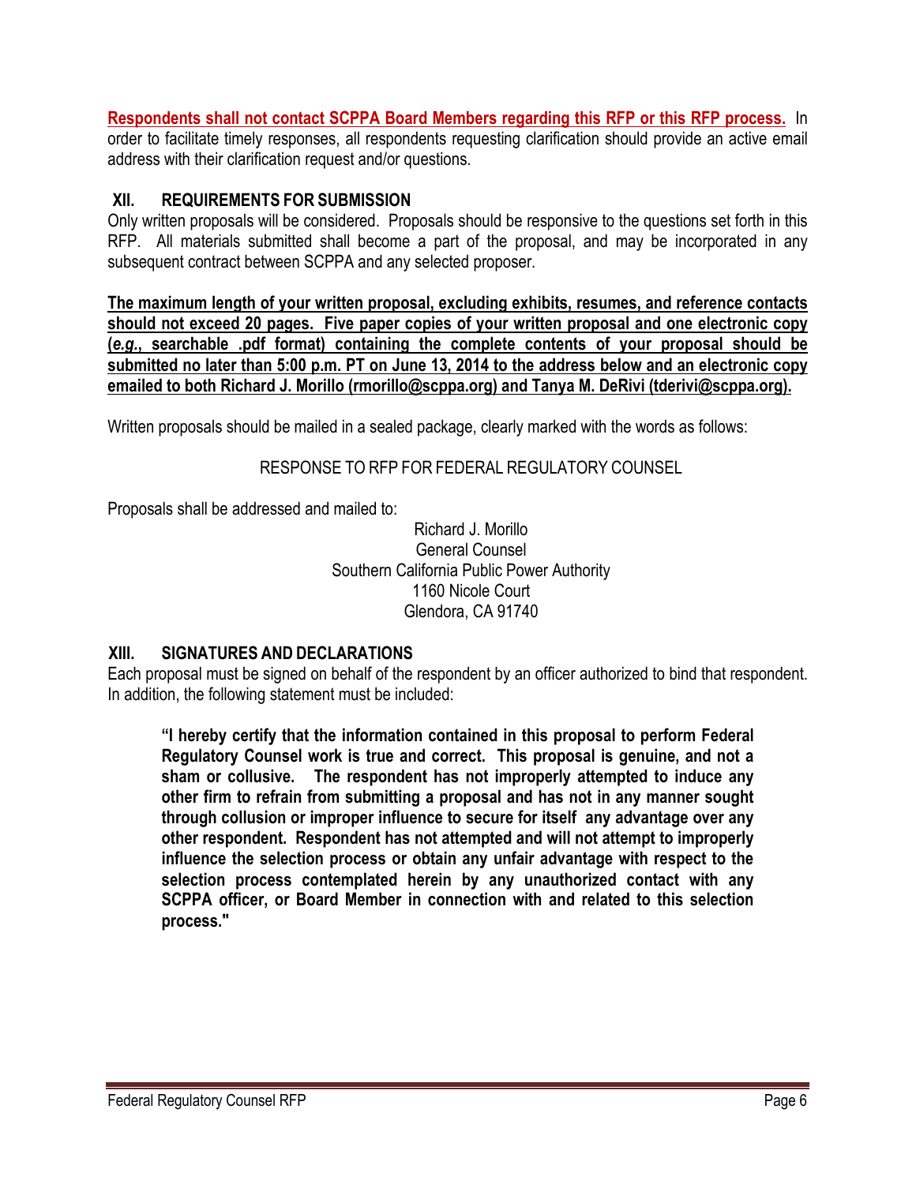**Respondents shall not contact SCPPA Board Members regarding this RFP or this RFP process.** In order to facilitate timely responses, all respondents requesting clarification should provide an active email address with their clarification request and/or questions.

## XII. REQUIREMENTS FOR SUBMISSION

Only written proposals will be considered. Proposals should be responsive to the questions set forth in this RFP. All materials submitted shall become a part of the proposal, and may be incorporated in any subsequent contract between SCPPA and any selected proposer.

**The maximum length of your written proposal, excluding exhibits, resumes, and reference contacts should not exceed 20 pages. Five paper copies of your written proposal and one electronic copy (*e.g.*, searchable .pdf format) containing the complete contents of your proposal should be submitted no later than 5:00 p.m. PT on June 13, 2014 to the address below and an electronic copy emailed to both Richard J. Morillo (rmorillo@scppa.org) and Tanya M. DeRivi (tderivi@scppa.org).**

Written proposals should be mailed in a sealed package, clearly marked with the words as follows:

RESPONSE TO RFP FOR FEDERAL REGULATORY COUNSEL

Proposals shall be addressed and mailed to:

Richard J. Morillo
General Counsel
Southern California Public Power Authority
1160 Nicole Court
Glendora, CA 91740

## XIII. SIGNATURES AND DECLARATIONS

Each proposal must be signed on behalf of the respondent by an officer authorized to bind that respondent. In addition, the following statement must be included:

> **"I hereby certify that the information contained in this proposal to perform Federal Regulatory Counsel work is true and correct. This proposal is genuine, and not a sham or collusive. The respondent has not improperly attempted to induce any other firm to refrain from submitting a proposal and has not in any manner sought through collusion or improper influence to secure for itself any advantage over any other respondent. Respondent has not attempted and will not attempt to improperly influence the selection process or obtain any unfair advantage with respect to the selection process contemplated herein by any unauthorized contact with any SCPPA officer, or Board Member in connection with and related to this selection process."**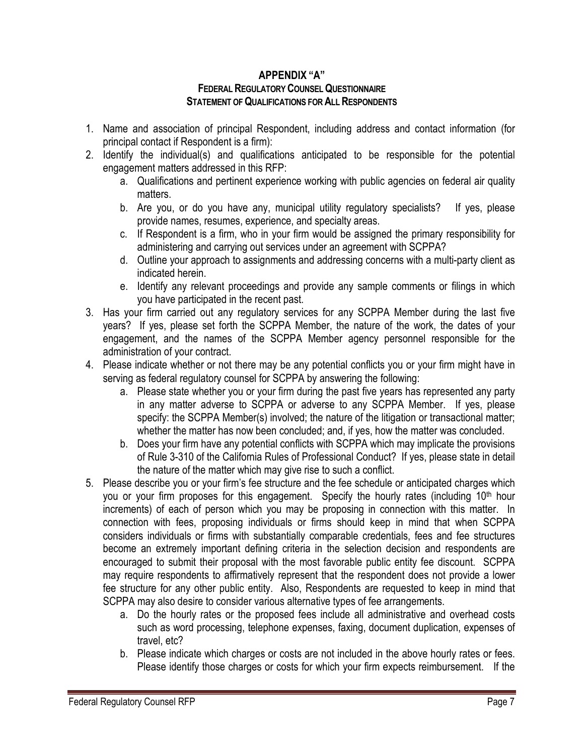## APPENDIX "A"

### FEDERAL REGULATORY COUNSEL QUESTIONNAIRE

### STATEMENT OF QUALIFICATIONS FOR ALL RESPONDENTS

1. Name and association of principal Respondent, including address and contact information (for principal contact if Respondent is a firm):
2. Identify the individual(s) and qualifications anticipated to be responsible for the potential engagement matters addressed in this RFP:
   a. Qualifications and pertinent experience working with public agencies on federal air quality matters.
   b. Are you, or do you have any, municipal utility regulatory specialists? If yes, please provide names, resumes, experience, and specialty areas.
   c. If Respondent is a firm, who in your firm would be assigned the primary responsibility for administering and carrying out services under an agreement with SCPPA?
   d. Outline your approach to assignments and addressing concerns with a multi-party client as indicated herein.
   e. Identify any relevant proceedings and provide any sample comments or filings in which you have participated in the recent past.
3. Has your firm carried out any regulatory services for any SCPPA Member during the last five years? If yes, please set forth the SCPPA Member, the nature of the work, the dates of your engagement, and the names of the SCPPA Member agency personnel responsible for the administration of your contract.
4. Please indicate whether or not there may be any potential conflicts you or your firm might have in serving as federal regulatory counsel for SCPPA by answering the following:
   a. Please state whether you or your firm during the past five years has represented any party in any matter adverse to SCPPA or adverse to any SCPPA Member. If yes, please specify: the SCPPA Member(s) involved; the nature of the litigation or transactional matter; whether the matter has now been concluded; and, if yes, how the matter was concluded.
   b. Does your firm have any potential conflicts with SCPPA which may implicate the provisions of Rule 3-310 of the California Rules of Professional Conduct? If yes, please state in detail the nature of the matter which may give rise to such a conflict.
5. Please describe you or your firm's fee structure and the fee schedule or anticipated charges which you or your firm proposes for this engagement. Specify the hourly rates (including 10th hour increments) of each of person which you may be proposing in connection with this matter. In connection with fees, proposing individuals or firms should keep in mind that when SCPPA considers individuals or firms with substantially comparable credentials, fees and fee structures become an extremely important defining criteria in the selection decision and respondents are encouraged to submit their proposal with the most favorable public entity fee discount. SCPPA may require respondents to affirmatively represent that the respondent does not provide a lower fee structure for any other public entity. Also, Respondents are requested to keep in mind that SCPPA may also desire to consider various alternative types of fee arrangements.
   a. Do the hourly rates or the proposed fees include all administrative and overhead costs such as word processing, telephone expenses, faxing, document duplication, expenses of travel, etc?
   b. Please indicate which charges or costs are not included in the above hourly rates or fees. Please identify those charges or costs for which your firm expects reimbursement. If the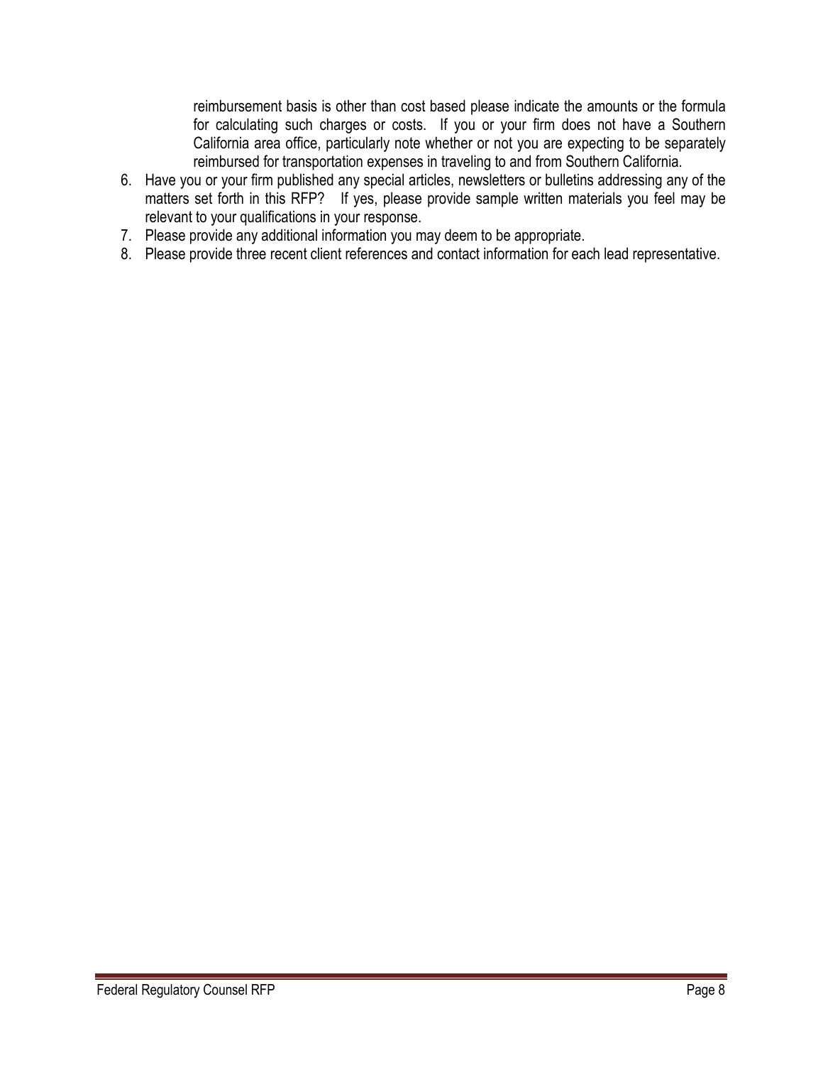reimbursement basis is other than cost based please indicate the amounts or the formula for calculating such charges or costs. If you or your firm does not have a Southern California area office, particularly note whether or not you are expecting to be separately reimbursed for transportation expenses in traveling to and from Southern California.

6. Have you or your firm published any special articles, newsletters or bulletins addressing any of the matters set forth in this RFP? If yes, please provide sample written materials you feel may be relevant to your qualifications in your response.
7. Please provide any additional information you may deem to be appropriate.
8. Please provide three recent client references and contact information for each lead representative.